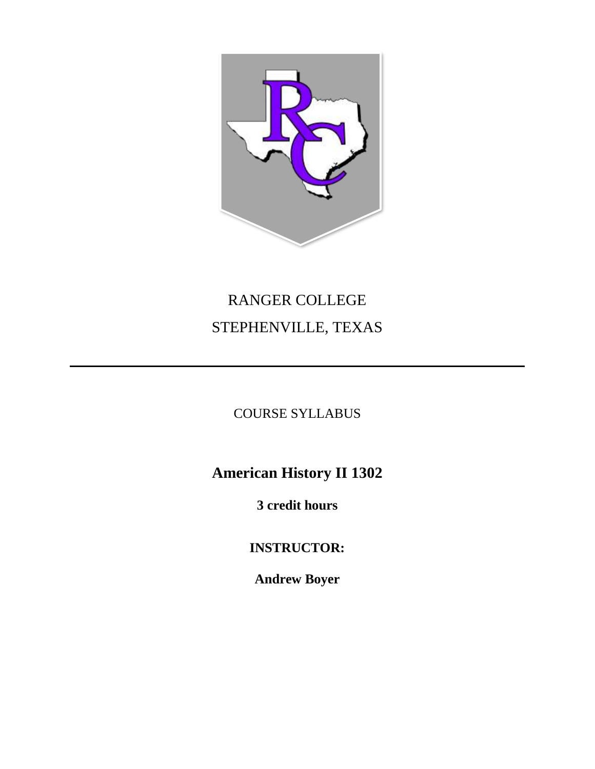RANGER COLLEGE

STEPHENVILLE, TEXAS

---

COURSE SYLLABUS

# American History II 1302

**3 credit hours**

**INSTRUCTOR:**

**Andrew Boyer**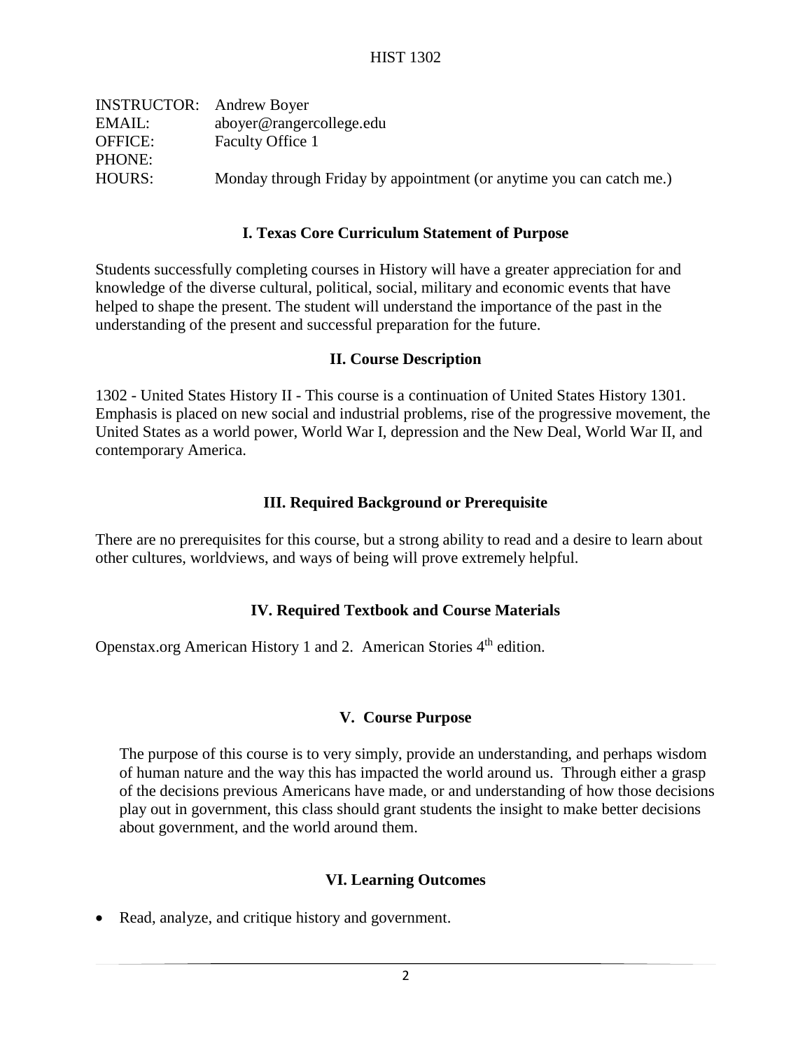HIST 1302

| | |
|---|---|
| INSTRUCTOR: | Andrew Boyer |
| EMAIL: | aboyer@rangercollege.edu |
| OFFICE: | Faculty Office 1 |
| PHONE: | |
| HOURS: | Monday through Friday by appointment (or anytime you can catch me.) |

## I. Texas Core Curriculum Statement of Purpose

Students successfully completing courses in History will have a greater appreciation for and knowledge of the diverse cultural, political, social, military and economic events that have helped to shape the present. The student will understand the importance of the past in the understanding of the present and successful preparation for the future.

## II. Course Description

1302 - United States History II - This course is a continuation of United States History 1301. Emphasis is placed on new social and industrial problems, rise of the progressive movement, the United States as a world power, World War I, depression and the New Deal, World War II, and contemporary America.

## III. Required Background or Prerequisite

There are no prerequisites for this course, but a strong ability to read and a desire to learn about other cultures, worldviews, and ways of being will prove extremely helpful.

## IV. Required Textbook and Course Materials

Openstax.org American History 1 and 2. American Stories 4th edition.

## V. Course Purpose

The purpose of this course is to very simply, provide an understanding, and perhaps wisdom of human nature and the way this has impacted the world around us. Through either a grasp of the decisions previous Americans have made, or and understanding of how those decisions play out in government, this class should grant students the insight to make better decisions about government, and the world around them.

## VI. Learning Outcomes

- Read, analyze, and critique history and government.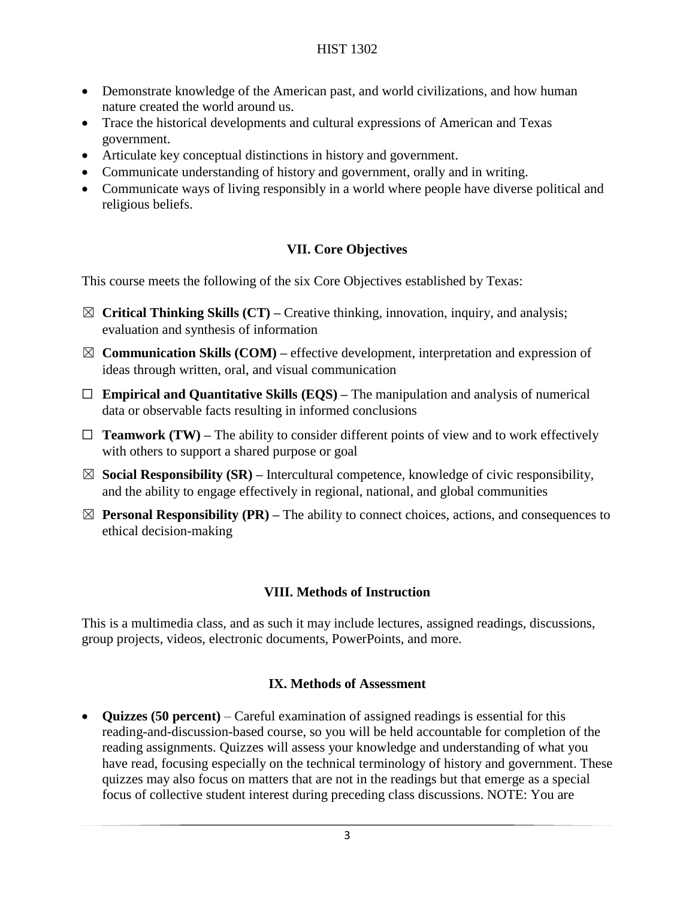- Demonstrate knowledge of the American past, and world civilizations, and how human nature created the world around us.
- Trace the historical developments and cultural expressions of American and Texas government.
- Articulate key conceptual distinctions in history and government.
- Communicate understanding of history and government, orally and in writing.
- Communicate ways of living responsibly in a world where people have diverse political and religious beliefs.

## VII. Core Objectives

This course meets the following of the six Core Objectives established by Texas:

☒ **Critical Thinking Skills (CT) –** Creative thinking, innovation, inquiry, and analysis; evaluation and synthesis of information

☒ **Communication Skills (COM) –** effective development, interpretation and expression of ideas through written, oral, and visual communication

☐ **Empirical and Quantitative Skills (EQS) –** The manipulation and analysis of numerical data or observable facts resulting in informed conclusions

☐ **Teamwork (TW) –** The ability to consider different points of view and to work effectively with others to support a shared purpose or goal

☒ **Social Responsibility (SR) –** Intercultural competence, knowledge of civic responsibility, and the ability to engage effectively in regional, national, and global communities

☒ **Personal Responsibility (PR) –** The ability to connect choices, actions, and consequences to ethical decision-making

## VIII. Methods of Instruction

This is a multimedia class, and as such it may include lectures, assigned readings, discussions, group projects, videos, electronic documents, PowerPoints, and more.

## IX. Methods of Assessment

- **Quizzes (50 percent)** – Careful examination of assigned readings is essential for this reading-and-discussion-based course, so you will be held accountable for completion of the reading assignments. Quizzes will assess your knowledge and understanding of what you have read, focusing especially on the technical terminology of history and government. These quizzes may also focus on matters that are not in the readings but that emerge as a special focus of collective student interest during preceding class discussions. NOTE: You are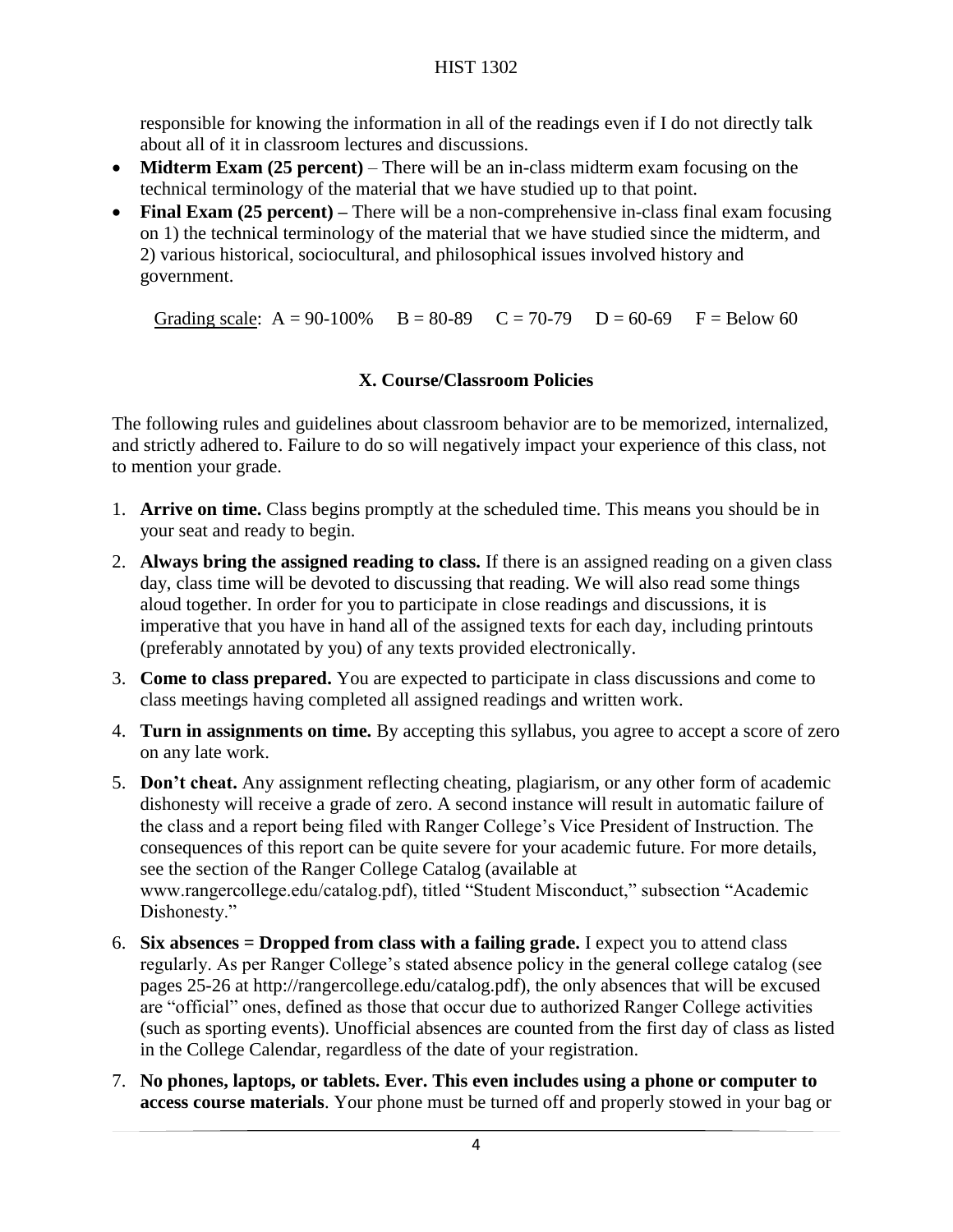responsible for knowing the information in all of the readings even if I do not directly talk about all of it in classroom lectures and discussions.

- **Midterm Exam (25 percent)** – There will be an in-class midterm exam focusing on the technical terminology of the material that we have studied up to that point.
- **Final Exam (25 percent) –** There will be a non-comprehensive in-class final exam focusing on 1) the technical terminology of the material that we have studied since the midterm, and 2) various historical, sociocultural, and philosophical issues involved history and government.

Grading scale: A = 90-100% B = 80-89 C = 70-79 D = 60-69 F = Below 60

## X. Course/Classroom Policies

The following rules and guidelines about classroom behavior are to be memorized, internalized, and strictly adhered to. Failure to do so will negatively impact your experience of this class, not to mention your grade.

1. **Arrive on time.** Class begins promptly at the scheduled time. This means you should be in your seat and ready to begin.
2. **Always bring the assigned reading to class.** If there is an assigned reading on a given class day, class time will be devoted to discussing that reading. We will also read some things aloud together. In order for you to participate in close readings and discussions, it is imperative that you have in hand all of the assigned texts for each day, including printouts (preferably annotated by you) of any texts provided electronically.
3. **Come to class prepared.** You are expected to participate in class discussions and come to class meetings having completed all assigned readings and written work.
4. **Turn in assignments on time.** By accepting this syllabus, you agree to accept a score of zero on any late work.
5. **Don't cheat.** Any assignment reflecting cheating, plagiarism, or any other form of academic dishonesty will receive a grade of zero. A second instance will result in automatic failure of the class and a report being filed with Ranger College's Vice President of Instruction. The consequences of this report can be quite severe for your academic future. For more details, see the section of the Ranger College Catalog (available at www.rangercollege.edu/catalog.pdf), titled "Student Misconduct," subsection "Academic Dishonesty."
6. **Six absences = Dropped from class with a failing grade.** I expect you to attend class regularly. As per Ranger College's stated absence policy in the general college catalog (see pages 25-26 at http://rangercollege.edu/catalog.pdf), the only absences that will be excused are "official" ones, defined as those that occur due to authorized Ranger College activities (such as sporting events). Unofficial absences are counted from the first day of class as listed in the College Calendar, regardless of the date of your registration.
7. **No phones, laptops, or tablets. Ever. This even includes using a phone or computer to access course materials**. Your phone must be turned off and properly stowed in your bag or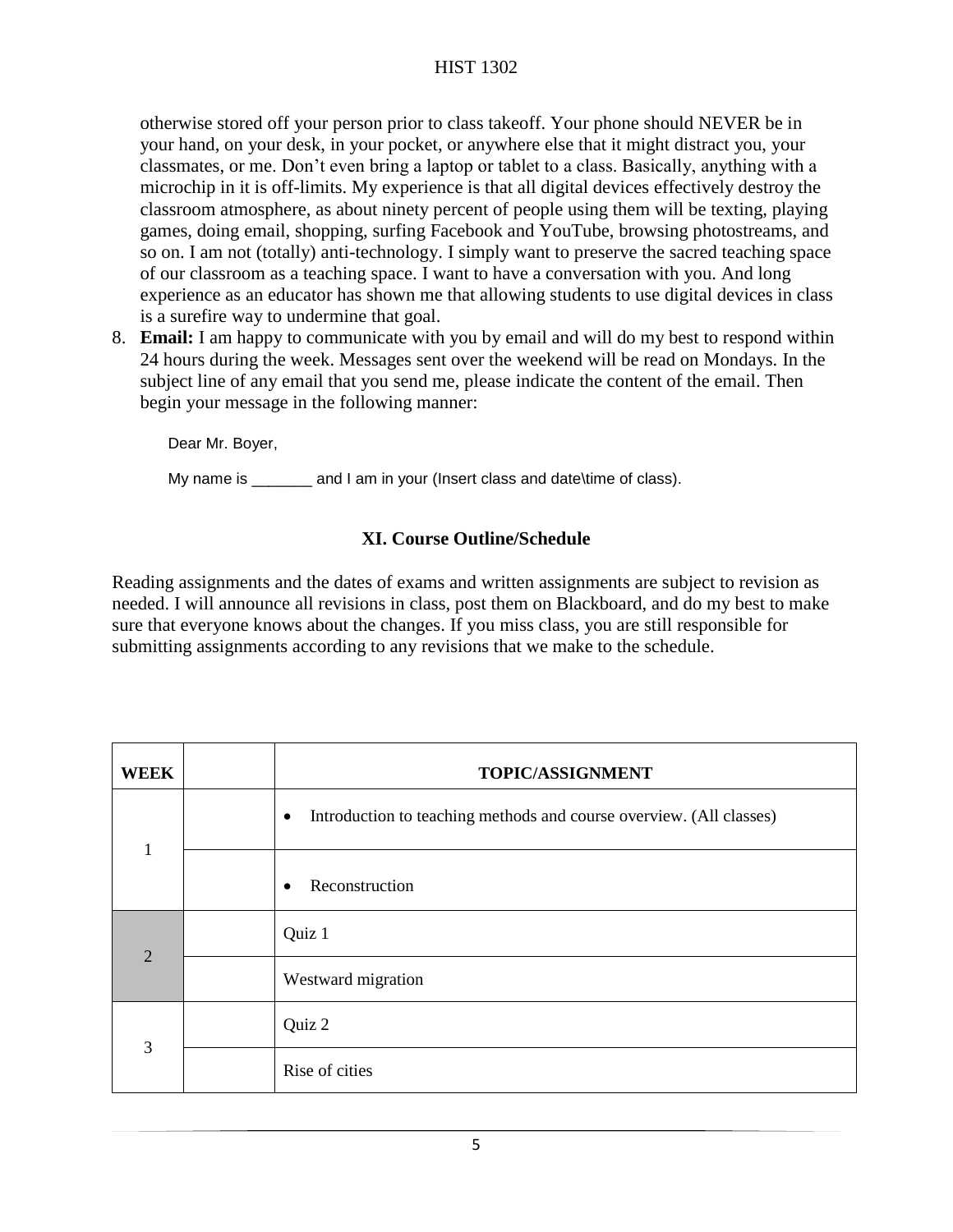otherwise stored off your person prior to class takeoff. Your phone should NEVER be in your hand, on your desk, in your pocket, or anywhere else that it might distract you, your classmates, or me. Don't even bring a laptop or tablet to a class. Basically, anything with a microchip in it is off-limits. My experience is that all digital devices effectively destroy the classroom atmosphere, as about ninety percent of people using them will be texting, playing games, doing email, shopping, surfing Facebook and YouTube, browsing photostreams, and so on. I am not (totally) anti-technology. I simply want to preserve the sacred teaching space of our classroom as a teaching space. I want to have a conversation with you. And long experience as an educator has shown me that allowing students to use digital devices in class is a surefire way to undermine that goal.

8. **Email:** I am happy to communicate with you by email and will do my best to respond within 24 hours during the week. Messages sent over the weekend will be read on Mondays. In the subject line of any email that you send me, please indicate the content of the email. Then begin your message in the following manner:

   Dear Mr. Boyer,

   My name is _______ and I am in your (Insert class and date\time of class).

## XI. Course Outline/Schedule

Reading assignments and the dates of exams and written assignments are subject to revision as needed. I will announce all revisions in class, post them on Blackboard, and do my best to make sure that everyone knows about the changes. If you miss class, you are still responsible for submitting assignments according to any revisions that we make to the schedule.

| WEEK | | TOPIC/ASSIGNMENT |
|---|---|---|
| 1 | | • Introduction to teaching methods and course overview. (All classes) |
| | | • Reconstruction |
| 2 | | Quiz 1 |
| | | Westward migration |
| 3 | | Quiz 2 |
| | | Rise of cities |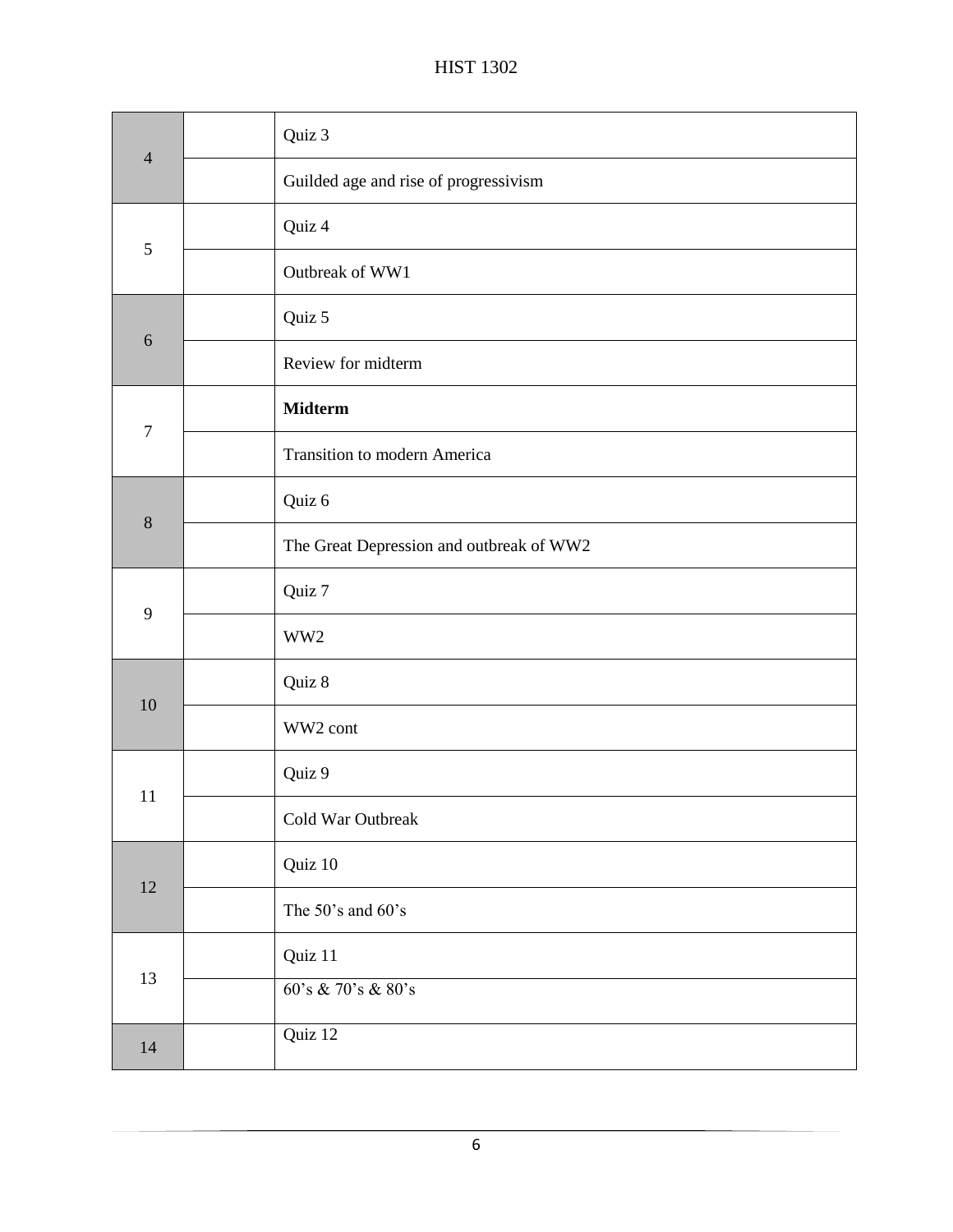| | | |
|---|---|---|
| 4 | | Quiz 3 |
| | | Guilded age and rise of progressivism |
| 5 | | Quiz 4 |
| | | Outbreak of WW1 |
| 6 | | Quiz 5 |
| | | Review for midterm |
| 7 | | **Midterm** |
| | | Transition to modern America |
| 8 | | Quiz 6 |
| | | The Great Depression and outbreak of WW2 |
| 9 | | Quiz 7 |
| | | WW2 |
| 10 | | Quiz 8 |
| | | WW2 cont |
| 11 | | Quiz 9 |
| | | Cold War Outbreak |
| 12 | | Quiz 10 |
| | | The 50's and 60's |
| 13 | | Quiz 11 |
| | | 60's & 70's & 80's |
| 14 | | Quiz 12 |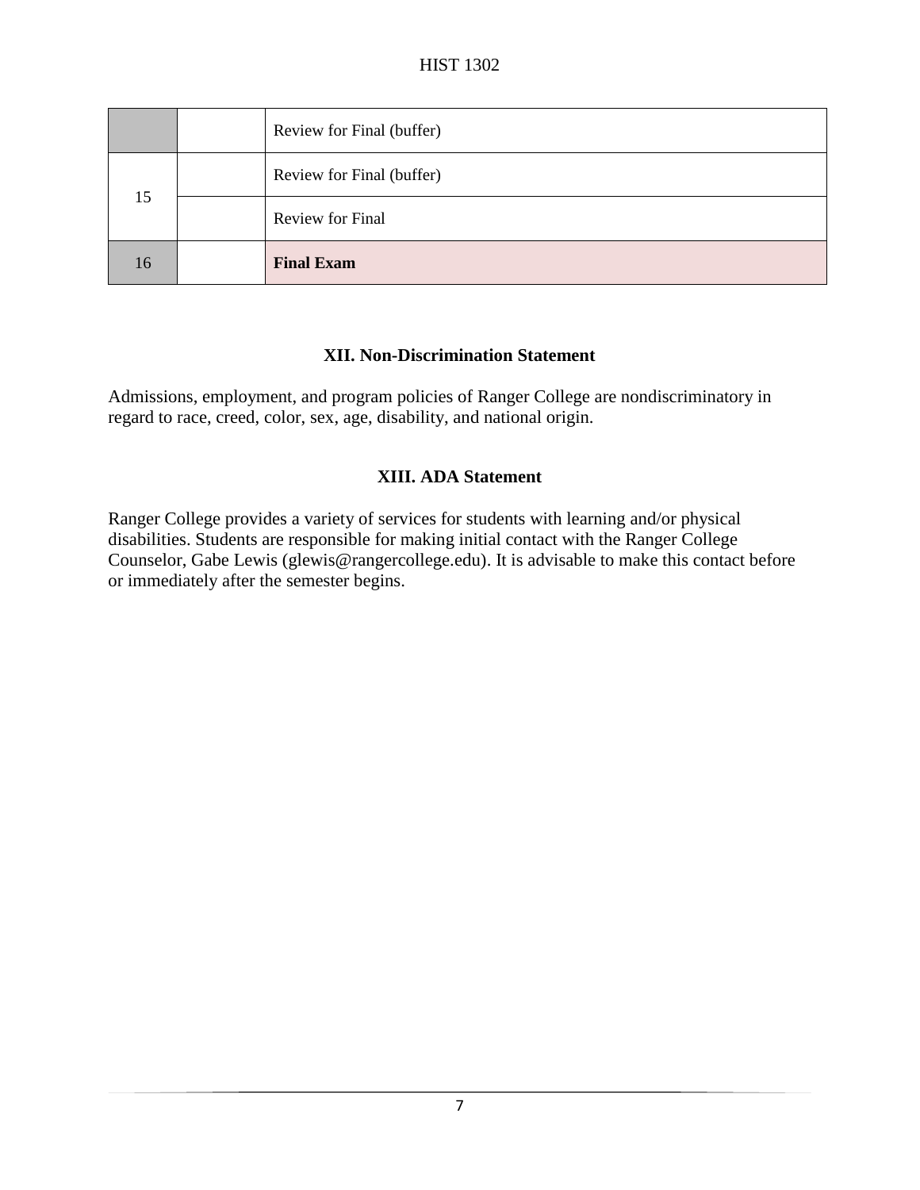| | | |
|---|---|---|
| | | Review for Final (buffer) |
| 15 | | Review for Final (buffer) |
| | | Review for Final |
| 16 | | **Final Exam** |

## XII. Non-Discrimination Statement

Admissions, employment, and program policies of Ranger College are nondiscriminatory in regard to race, creed, color, sex, age, disability, and national origin.

## XIII. ADA Statement

Ranger College provides a variety of services for students with learning and/or physical disabilities. Students are responsible for making initial contact with the Ranger College Counselor, Gabe Lewis (glewis@rangercollege.edu). It is advisable to make this contact before or immediately after the semester begins.